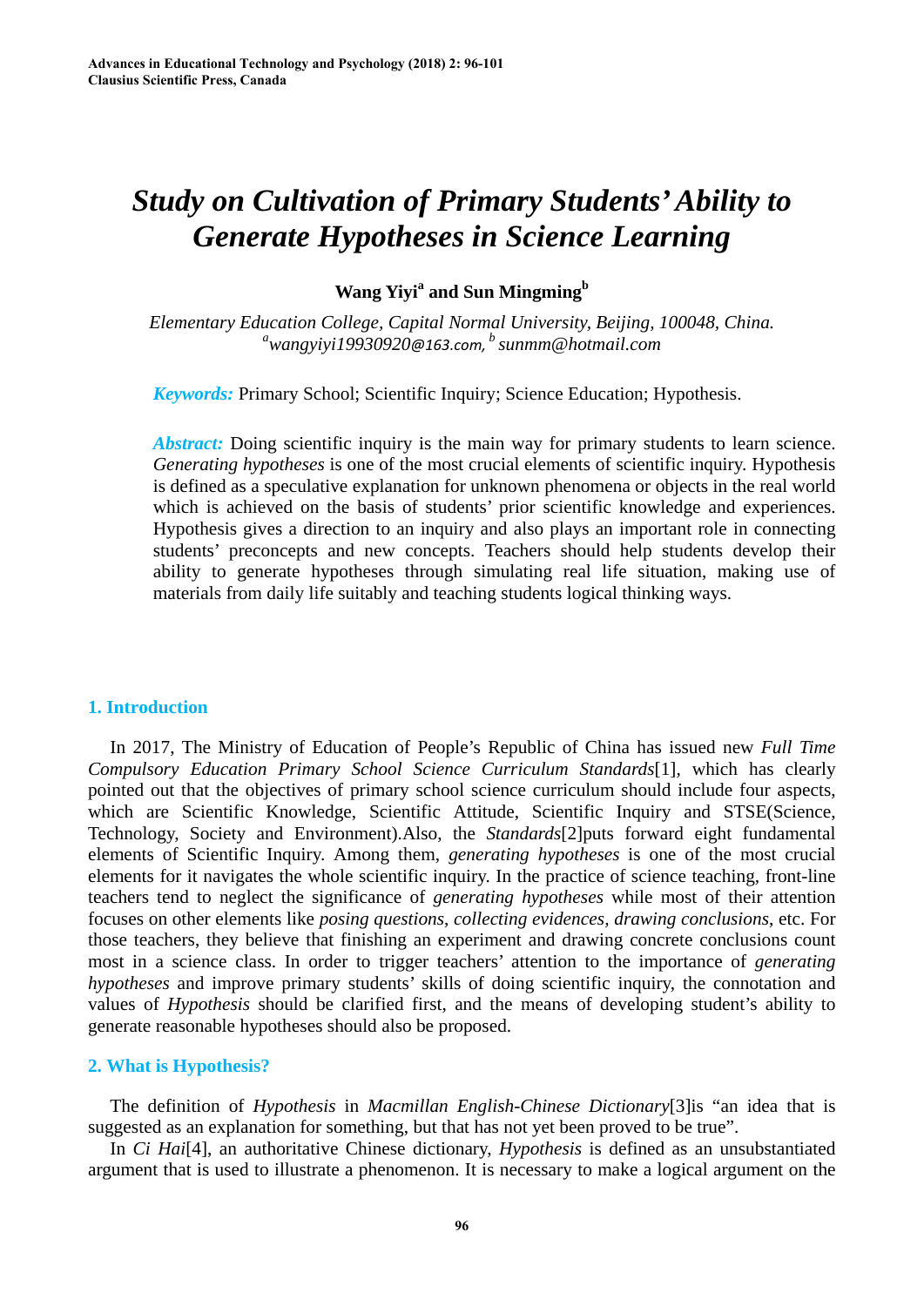# Study on Cultivation of Primary Students' Ability to Generate Hypotheses in Science Learning

**Wang Yiyi[a] and Sun Mingming[b]**

*Elementary Education College, Capital Normal University, Beijing, 100048, China.*
*[a]wangyiyi19930920@163.com, [b] sunmm@hotmail.com*

***Keywords:*** Primary School; Scientific Inquiry; Science Education; Hypothesis.

***Abstract:*** Doing scientific inquiry is the main way for primary students to learn science. *Generating hypotheses* is one of the most crucial elements of scientific inquiry. Hypothesis is defined as a speculative explanation for unknown phenomena or objects in the real world which is achieved on the basis of students' prior scientific knowledge and experiences. Hypothesis gives a direction to an inquiry and also plays an important role in connecting students' preconcepts and new concepts. Teachers should help students develop their ability to generate hypotheses through simulating real life situation, making use of materials from daily life suitably and teaching students logical thinking ways.

## 1. Introduction

In 2017, The Ministry of Education of People's Republic of China has issued new *Full Time Compulsory Education Primary School Science Curriculum Standards*[1], which has clearly pointed out that the objectives of primary school science curriculum should include four aspects, which are Scientific Knowledge, Scientific Attitude, Scientific Inquiry and STSE(Science, Technology, Society and Environment).Also, the *Standards*[2]puts forward eight fundamental elements of Scientific Inquiry. Among them, *generating hypotheses* is one of the most crucial elements for it navigates the whole scientific inquiry. In the practice of science teaching, front-line teachers tend to neglect the significance of *generating hypotheses* while most of their attention focuses on other elements like *posing questions*, *collecting evidences*, *drawing conclusions*, etc. For those teachers, they believe that finishing an experiment and drawing concrete conclusions count most in a science class. In order to trigger teachers' attention to the importance of *generating hypotheses* and improve primary students' skills of doing scientific inquiry, the connotation and values of *Hypothesis* should be clarified first, and the means of developing student's ability to generate reasonable hypotheses should also be proposed.

## 2. What is Hypothesis?

The definition of *Hypothesis* in *Macmillan English-Chinese Dictionary*[3]is "an idea that is suggested as an explanation for something, but that has not yet been proved to be true".

In *Ci Hai*[4], an authoritative Chinese dictionary, *Hypothesis* is defined as an unsubstantiated argument that is used to illustrate a phenomenon. It is necessary to make a logical argument on the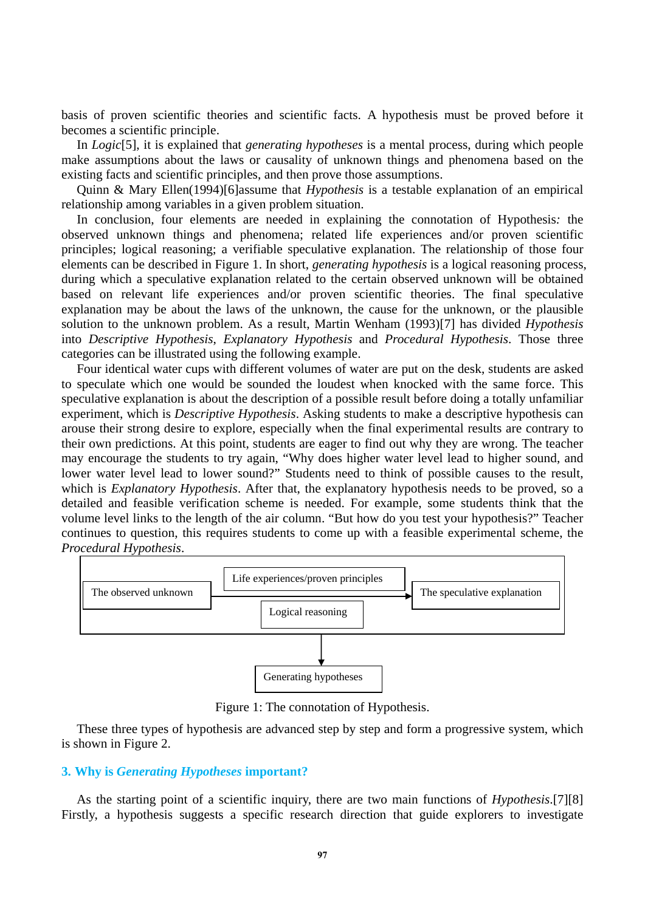basis of proven scientific theories and scientific facts. A hypothesis must be proved before it becomes a scientific principle.

In *Logic*[5], it is explained that *generating hypotheses* is a mental process, during which people make assumptions about the laws or causality of unknown things and phenomena based on the existing facts and scientific principles, and then prove those assumptions.

Quinn & Mary Ellen(1994)[6]assume that *Hypothesis* is a testable explanation of an empirical relationship among variables in a given problem situation.

In conclusion, four elements are needed in explaining the connotation of Hypothesis*:* the observed unknown things and phenomena; related life experiences and/or proven scientific principles; logical reasoning; a verifiable speculative explanation. The relationship of those four elements can be described in Figure 1. In short, *generating hypothesis* is a logical reasoning process, during which a speculative explanation related to the certain observed unknown will be obtained based on relevant life experiences and/or proven scientific theories. The final speculative explanation may be about the laws of the unknown, the cause for the unknown, or the plausible solution to the unknown problem. As a result, Martin Wenham (1993)[7] has divided *Hypothesis* into *Descriptive Hypothesis*, *Explanatory Hypothesis* and *Procedural Hypothesis*. Those three categories can be illustrated using the following example.

Four identical water cups with different volumes of water are put on the desk, students are asked to speculate which one would be sounded the loudest when knocked with the same force. This speculative explanation is about the description of a possible result before doing a totally unfamiliar experiment, which is *Descriptive Hypothesis*. Asking students to make a descriptive hypothesis can arouse their strong desire to explore, especially when the final experimental results are contrary to their own predictions. At this point, students are eager to find out why they are wrong. The teacher may encourage the students to try again, "Why does higher water level lead to higher sound, and lower water level lead to lower sound?" Students need to think of possible causes to the result, which is *Explanatory Hypothesis*. After that, the explanatory hypothesis needs to be proved, so a detailed and feasible verification scheme is needed. For example, some students think that the volume level links to the length of the air column. "But how do you test your hypothesis?" Teacher continues to question, this requires students to come up with a feasible experimental scheme, the *Procedural Hypothesis*.

The observed unknown → [Life experiences/proven principles; Logical reasoning] → The speculative explanation

↓

Generating hypotheses

Figure 1: The connotation of Hypothesis.

These three types of hypothesis are advanced step by step and form a progressive system, which is shown in Figure 2.

## 3. Why is *Generating Hypotheses* important?

As the starting point of a scientific inquiry, there are two main functions of *Hypothesis*.[7][8] Firstly, a hypothesis suggests a specific research direction that guide explorers to investigate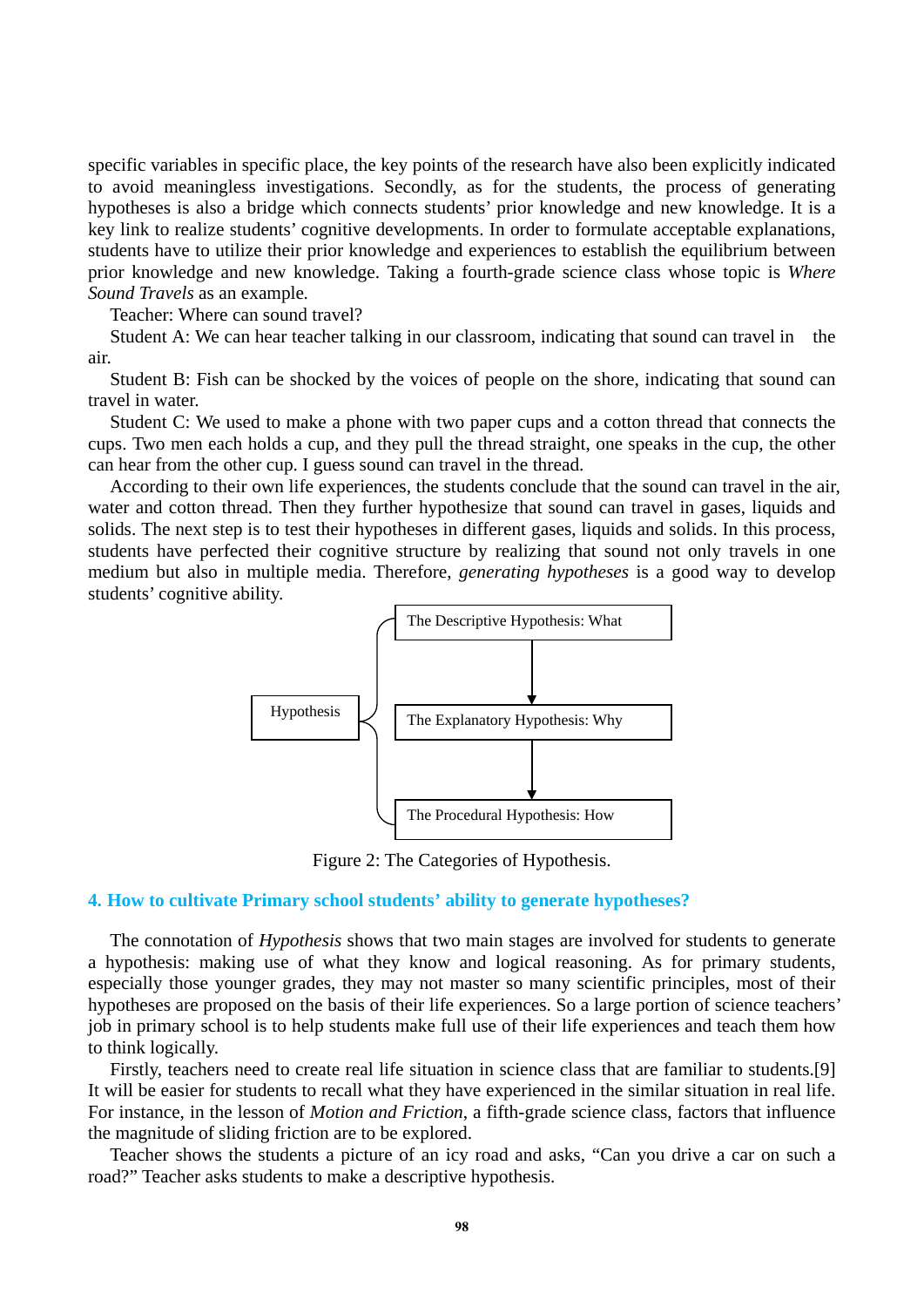specific variables in specific place, the key points of the research have also been explicitly indicated to avoid meaningless investigations. Secondly, as for the students, the process of generating hypotheses is also a bridge which connects students' prior knowledge and new knowledge. It is a key link to realize students' cognitive developments. In order to formulate acceptable explanations, students have to utilize their prior knowledge and experiences to establish the equilibrium between prior knowledge and new knowledge. Taking a fourth-grade science class whose topic is *Where Sound Travels* as an example.

Teacher: Where can sound travel?

Student A: We can hear teacher talking in our classroom, indicating that sound can travel in the air.

Student B: Fish can be shocked by the voices of people on the shore, indicating that sound can travel in water.

Student C: We used to make a phone with two paper cups and a cotton thread that connects the cups. Two men each holds a cup, and they pull the thread straight, one speaks in the cup, the other can hear from the other cup. I guess sound can travel in the thread.

According to their own life experiences, the students conclude that the sound can travel in the air, water and cotton thread. Then they further hypothesize that sound can travel in gases, liquids and solids. The next step is to test their hypotheses in different gases, liquids and solids. In this process, students have perfected their cognitive structure by realizing that sound not only travels in one medium but also in multiple media. Therefore, *generating hypotheses* is a good way to develop students' cognitive ability.

Hypothesis
- The Descriptive Hypothesis: What
- The Explanatory Hypothesis: Why
- The Procedural Hypothesis: How

Figure 2: The Categories of Hypothesis.

## 4. How to cultivate Primary school students' ability to generate hypotheses?

The connotation of *Hypothesis* shows that two main stages are involved for students to generate a hypothesis: making use of what they know and logical reasoning. As for primary students, especially those younger grades, they may not master so many scientific principles, most of their hypotheses are proposed on the basis of their life experiences. So a large portion of science teachers' job in primary school is to help students make full use of their life experiences and teach them how to think logically.

Firstly, teachers need to create real life situation in science class that are familiar to students.[9] It will be easier for students to recall what they have experienced in the similar situation in real life. For instance, in the lesson of *Motion and Friction*, a fifth-grade science class, factors that influence the magnitude of sliding friction are to be explored.

Teacher shows the students a picture of an icy road and asks, "Can you drive a car on such a road?" Teacher asks students to make a descriptive hypothesis.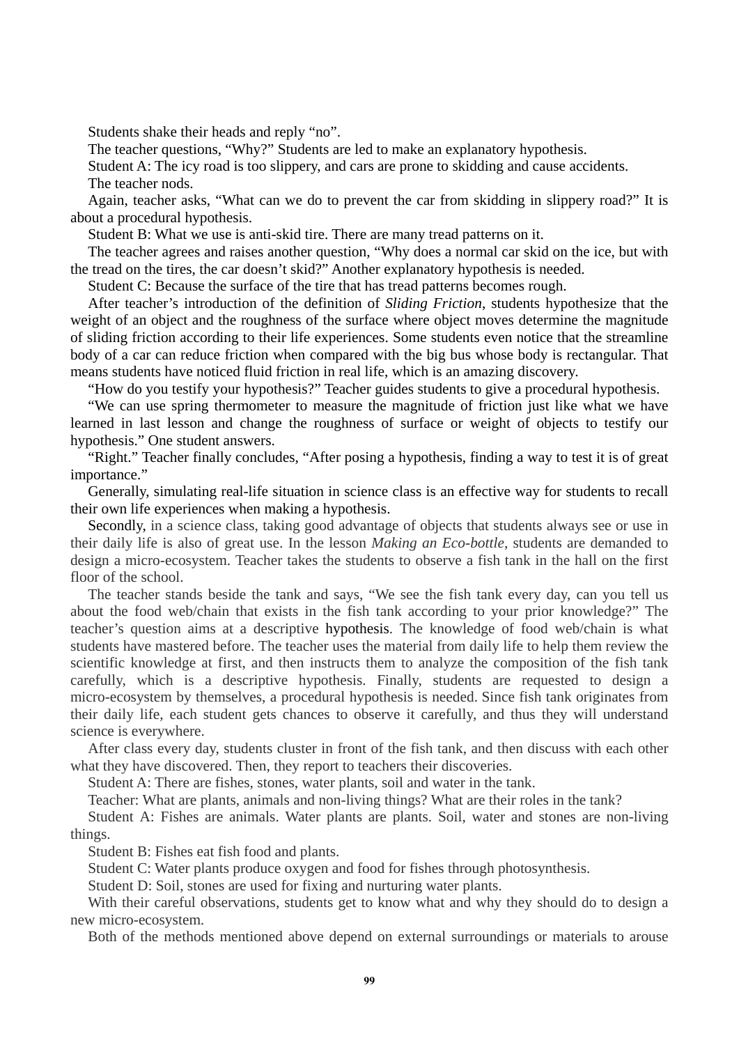Students shake their heads and reply "no".

The teacher questions, "Why?" Students are led to make an explanatory hypothesis.

Student A: The icy road is too slippery, and cars are prone to skidding and cause accidents.

The teacher nods.

Again, teacher asks, "What can we do to prevent the car from skidding in slippery road?" It is about a procedural hypothesis.

Student B: What we use is anti-skid tire. There are many tread patterns on it.

The teacher agrees and raises another question, "Why does a normal car skid on the ice, but with the tread on the tires, the car doesn't skid?" Another explanatory hypothesis is needed.

Student C: Because the surface of the tire that has tread patterns becomes rough.

After teacher's introduction of the definition of *Sliding Friction*, students hypothesize that the weight of an object and the roughness of the surface where object moves determine the magnitude of sliding friction according to their life experiences. Some students even notice that the streamline body of a car can reduce friction when compared with the big bus whose body is rectangular. That means students have noticed fluid friction in real life, which is an amazing discovery.

"How do you testify your hypothesis?" Teacher guides students to give a procedural hypothesis.

"We can use spring thermometer to measure the magnitude of friction just like what we have learned in last lesson and change the roughness of surface or weight of objects to testify our hypothesis." One student answers.

"Right." Teacher finally concludes, "After posing a hypothesis, finding a way to test it is of great importance."

Generally, simulating real-life situation in science class is an effective way for students to recall their own life experiences when making a hypothesis.

Secondly, in a science class, taking good advantage of objects that students always see or use in their daily life is also of great use. In the lesson *Making an Eco-bottle*, students are demanded to design a micro-ecosystem. Teacher takes the students to observe a fish tank in the hall on the first floor of the school.

The teacher stands beside the tank and says, "We see the fish tank every day, can you tell us about the food web/chain that exists in the fish tank according to your prior knowledge?" The teacher's question aims at a descriptive hypothesis. The knowledge of food web/chain is what students have mastered before. The teacher uses the material from daily life to help them review the scientific knowledge at first, and then instructs them to analyze the composition of the fish tank carefully, which is a descriptive hypothesis. Finally, students are requested to design a micro-ecosystem by themselves, a procedural hypothesis is needed. Since fish tank originates from their daily life, each student gets chances to observe it carefully, and thus they will understand science is everywhere.

After class every day, students cluster in front of the fish tank, and then discuss with each other what they have discovered. Then, they report to teachers their discoveries.

Student A: There are fishes, stones, water plants, soil and water in the tank.

Teacher: What are plants, animals and non-living things? What are their roles in the tank?

Student A: Fishes are animals. Water plants are plants. Soil, water and stones are non-living things.

Student B: Fishes eat fish food and plants.

Student C: Water plants produce oxygen and food for fishes through photosynthesis.

Student D: Soil, stones are used for fixing and nurturing water plants.

With their careful observations, students get to know what and why they should do to design a new micro-ecosystem.

Both of the methods mentioned above depend on external surroundings or materials to arouse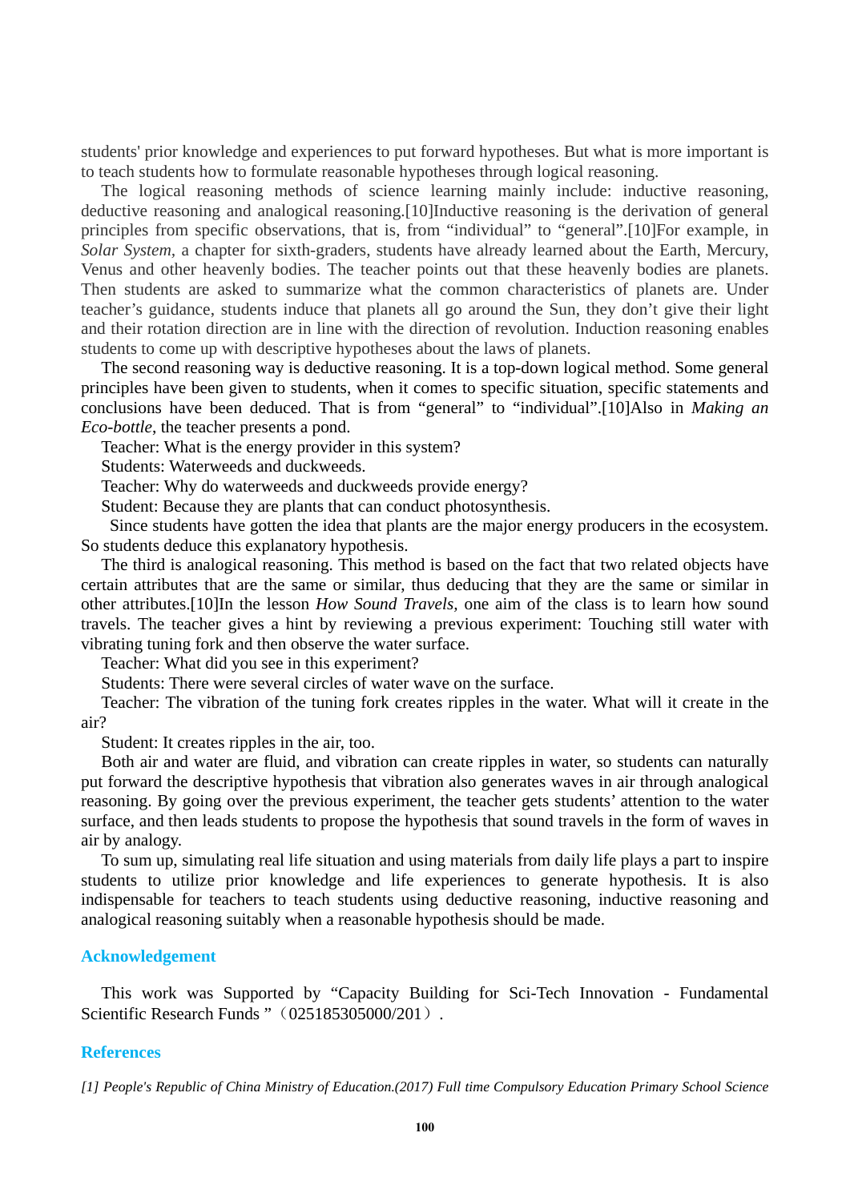students' prior knowledge and experiences to put forward hypotheses. But what is more important is to teach students how to formulate reasonable hypotheses through logical reasoning.

The logical reasoning methods of science learning mainly include: inductive reasoning, deductive reasoning and analogical reasoning.[10]Inductive reasoning is the derivation of general principles from specific observations, that is, from "individual" to "general".[10]For example, in *Solar System,* a chapter for sixth-graders, students have already learned about the Earth, Mercury, Venus and other heavenly bodies. The teacher points out that these heavenly bodies are planets. Then students are asked to summarize what the common characteristics of planets are. Under teacher's guidance, students induce that planets all go around the Sun, they don't give their light and their rotation direction are in line with the direction of revolution. Induction reasoning enables students to come up with descriptive hypotheses about the laws of planets.

The second reasoning way is deductive reasoning. It is a top-down logical method. Some general principles have been given to students, when it comes to specific situation, specific statements and conclusions have been deduced. That is from "general" to "individual".[10]Also in *Making an Eco-bottle*, the teacher presents a pond.

Teacher: What is the energy provider in this system?

Students: Waterweeds and duckweeds.

Teacher: Why do waterweeds and duckweeds provide energy?

Student: Because they are plants that can conduct photosynthesis.

Since students have gotten the idea that plants are the major energy producers in the ecosystem. So students deduce this explanatory hypothesis.

The third is analogical reasoning. This method is based on the fact that two related objects have certain attributes that are the same or similar, thus deducing that they are the same or similar in other attributes.[10]In the lesson *How Sound Travels,* one aim of the class is to learn how sound travels. The teacher gives a hint by reviewing a previous experiment: Touching still water with vibrating tuning fork and then observe the water surface.

Teacher: What did you see in this experiment?

Students: There were several circles of water wave on the surface.

Teacher: The vibration of the tuning fork creates ripples in the water. What will it create in the air?

Student: It creates ripples in the air, too.

Both air and water are fluid, and vibration can create ripples in water, so students can naturally put forward the descriptive hypothesis that vibration also generates waves in air through analogical reasoning. By going over the previous experiment, the teacher gets students' attention to the water surface, and then leads students to propose the hypothesis that sound travels in the form of waves in air by analogy.

To sum up, simulating real life situation and using materials from daily life plays a part to inspire students to utilize prior knowledge and life experiences to generate hypothesis. It is also indispensable for teachers to teach students using deductive reasoning, inductive reasoning and analogical reasoning suitably when a reasonable hypothesis should be made.

## Acknowledgement

This work was Supported by "Capacity Building for Sci-Tech Innovation - Fundamental Scientific Research Funds "（025185305000/201）.

## References

*[1] People's Republic of China Ministry of Education.(2017) Full time Compulsory Education Primary School Science*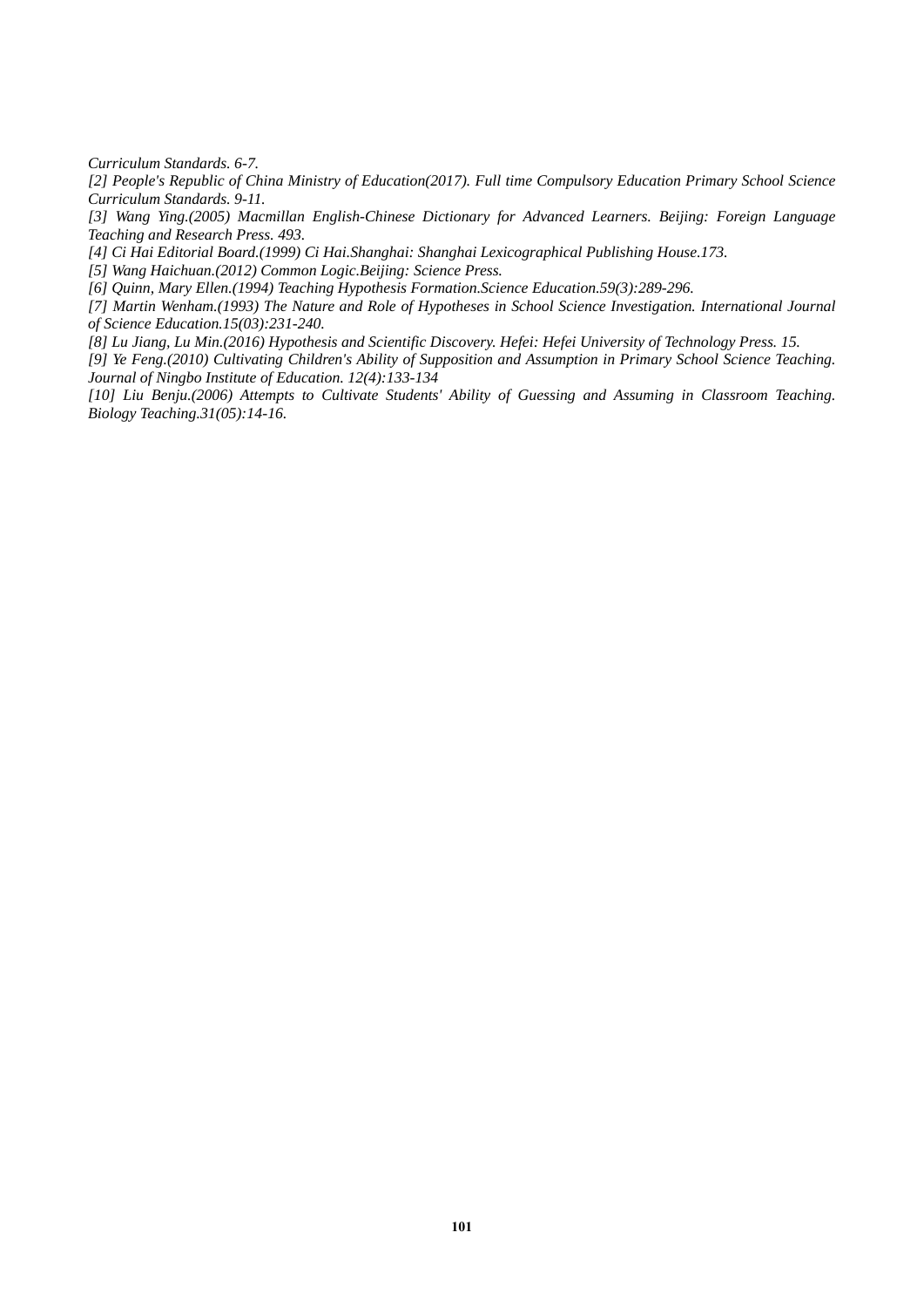*Curriculum Standards. 6-7.*

*[2] People's Republic of China Ministry of Education(2017). Full time Compulsory Education Primary School Science Curriculum Standards. 9-11.*

*[3] Wang Ying.(2005) Macmillan English-Chinese Dictionary for Advanced Learners. Beijing: Foreign Language Teaching and Research Press. 493.*

*[4] Ci Hai Editorial Board.(1999) Ci Hai.Shanghai: Shanghai Lexicographical Publishing House.173.*

*[5] Wang Haichuan.(2012) Common Logic.Beijing: Science Press.*

*[6] Quinn, Mary Ellen.(1994) Teaching Hypothesis Formation.Science Education.59(3):289-296.*

*[7] Martin Wenham.(1993) The Nature and Role of Hypotheses in School Science Investigation. International Journal of Science Education.15(03):231-240.*

*[8] Lu Jiang, Lu Min.(2016) Hypothesis and Scientific Discovery. Hefei: Hefei University of Technology Press. 15.*

*[9] Ye Feng.(2010) Cultivating Children's Ability of Supposition and Assumption in Primary School Science Teaching. Journal of Ningbo Institute of Education. 12(4):133-134*

*[10] Liu Benju.(2006) Attempts to Cultivate Students' Ability of Guessing and Assuming in Classroom Teaching. Biology Teaching.31(05):14-16.*